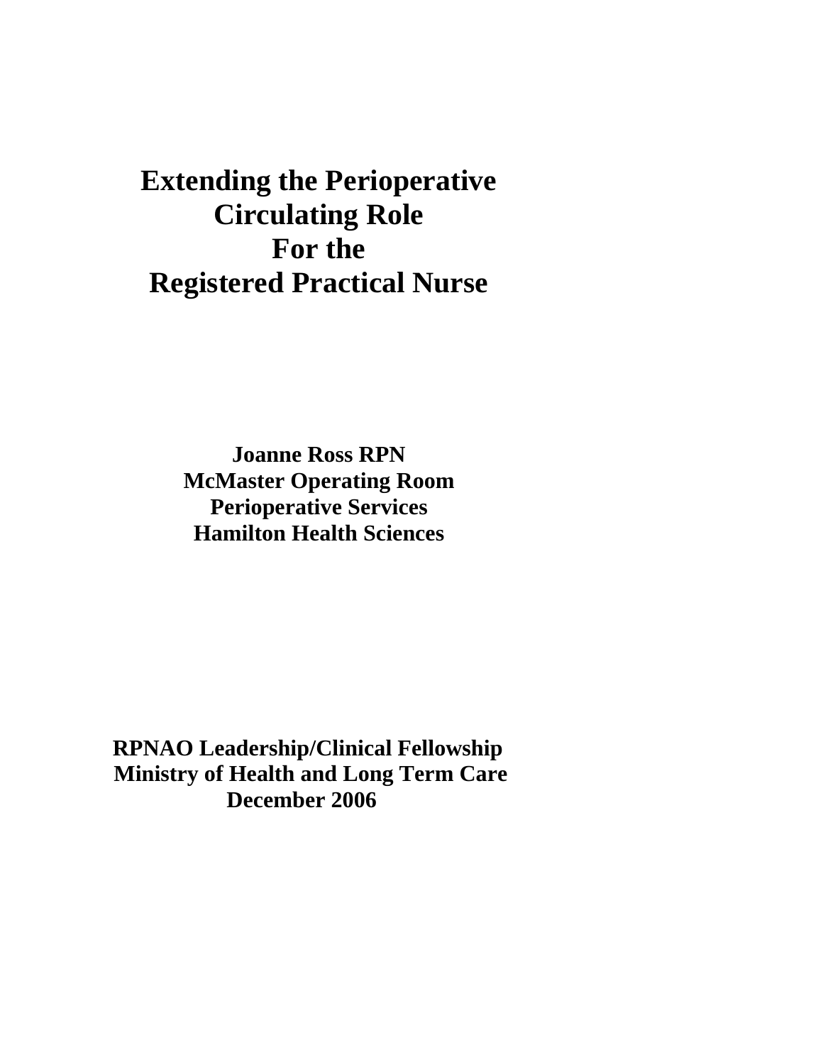# Extending the Perioperative Circulating Role For the Registered Practical Nurse

**Joanne Ross RPN**
**McMaster Operating Room**
**Perioperative Services**
**Hamilton Health Sciences**

**RPNAO Leadership/Clinical Fellowship**
**Ministry of Health and Long Term Care**
**December 2006**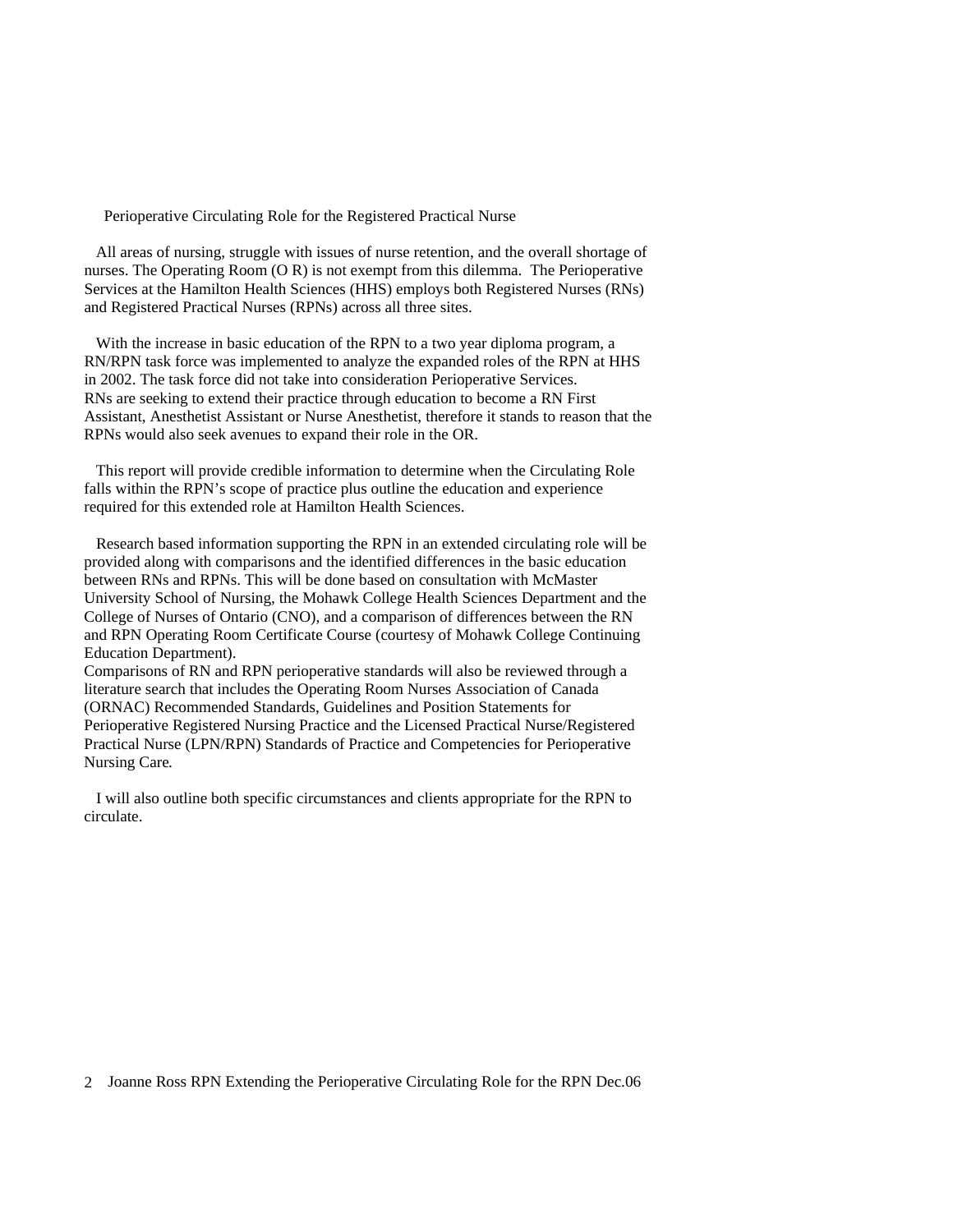## Perioperative Circulating Role for the Registered Practical Nurse

All areas of nursing, struggle with issues of nurse retention, and the overall shortage of nurses. The Operating Room (O R) is not exempt from this dilemma. The Perioperative Services at the Hamilton Health Sciences (HHS) employs both Registered Nurses (RNs) and Registered Practical Nurses (RPNs) across all three sites.

With the increase in basic education of the RPN to a two year diploma program, a RN/RPN task force was implemented to analyze the expanded roles of the RPN at HHS in 2002. The task force did not take into consideration Perioperative Services. RNs are seeking to extend their practice through education to become a RN First Assistant, Anesthetist Assistant or Nurse Anesthetist, therefore it stands to reason that the RPNs would also seek avenues to expand their role in the OR.

This report will provide credible information to determine when the Circulating Role falls within the RPN's scope of practice plus outline the education and experience required for this extended role at Hamilton Health Sciences.

Research based information supporting the RPN in an extended circulating role will be provided along with comparisons and the identified differences in the basic education between RNs and RPNs. This will be done based on consultation with McMaster University School of Nursing, the Mohawk College Health Sciences Department and the College of Nurses of Ontario (CNO), and a comparison of differences between the RN and RPN Operating Room Certificate Course (courtesy of Mohawk College Continuing Education Department).
Comparisons of RN and RPN perioperative standards will also be reviewed through a literature search that includes the Operating Room Nurses Association of Canada (ORNAC) Recommended Standards, Guidelines and Position Statements for Perioperative Registered Nursing Practice and the Licensed Practical Nurse/Registered Practical Nurse (LPN/RPN) Standards of Practice and Competencies for Perioperative Nursing Care.

I will also outline both specific circumstances and clients appropriate for the RPN to circulate.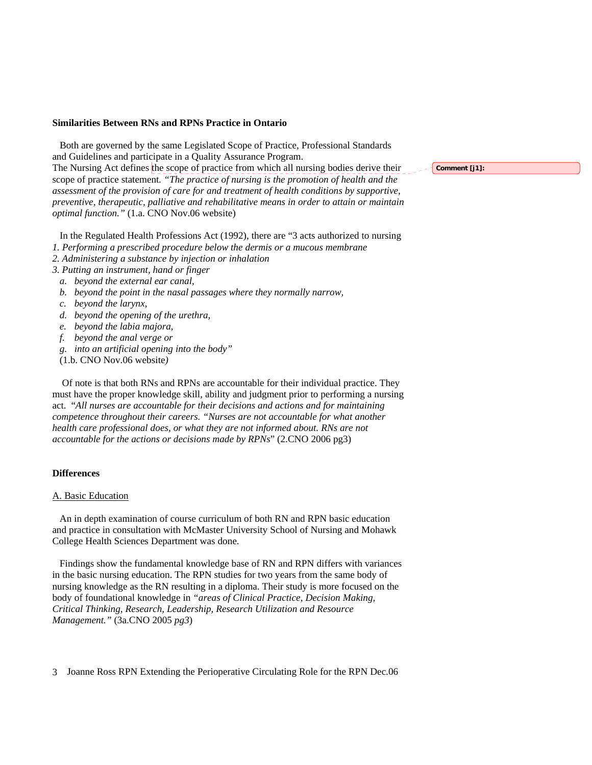**Similarities Between RNs and RPNs Practice in Ontario**

Both are governed by the same Legislated Scope of Practice, Professional Standards and Guidelines and participate in a Quality Assurance Program.
The Nursing Act defines the scope of practice from which all nursing bodies derive their scope of practice statement. *"The practice of nursing is the promotion of health and the assessment of the provision of care for and treatment of health conditions by supportive, preventive, therapeutic, palliative and rehabilitative means in order to attain or maintain optimal function."* (1.a. CNO Nov.06 website)

In the Regulated Health Professions Act (1992), there are "3 acts authorized to nursing

*1. Performing a prescribed procedure below the dermis or a mucous membrane*
*2. Administering a substance by injection or inhalation*
*3. Putting an instrument, hand or finger*

- *a. beyond the external ear canal,*
- *b. beyond the point in the nasal passages where they normally narrow,*
- *c. beyond the larynx,*
- *d. beyond the opening of the urethra,*
- *e. beyond the labia majora,*
- *f. beyond the anal verge or*
- *g. into an artificial opening into the body"*

(1.b. CNO Nov.06 website)

Of note is that both RNs and RPNs are accountable for their individual practice. They must have the proper knowledge skill, ability and judgment prior to performing a nursing act. *"All nurses are accountable for their decisions and actions and for maintaining competence throughout their careers. "Nurses are not accountable for what another health care professional does, or what they are not informed about. RNs are not accountable for the actions or decisions made by RPNs*" (2.CNO 2006 pg3)

**Differences**

A. Basic Education

An in depth examination of course curriculum of both RN and RPN basic education and practice in consultation with McMaster University School of Nursing and Mohawk College Health Sciences Department was done.

Findings show the fundamental knowledge base of RN and RPN differs with variances in the basic nursing education. The RPN studies for two years from the same body of nursing knowledge as the RN resulting in a diploma. Their study is more focused on the body of foundational knowledge in *"areas of Clinical Practice, Decision Making, Critical Thinking, Research, Leadership, Research Utilization and Resource Management."* (3a.CNO 2005 *pg3*)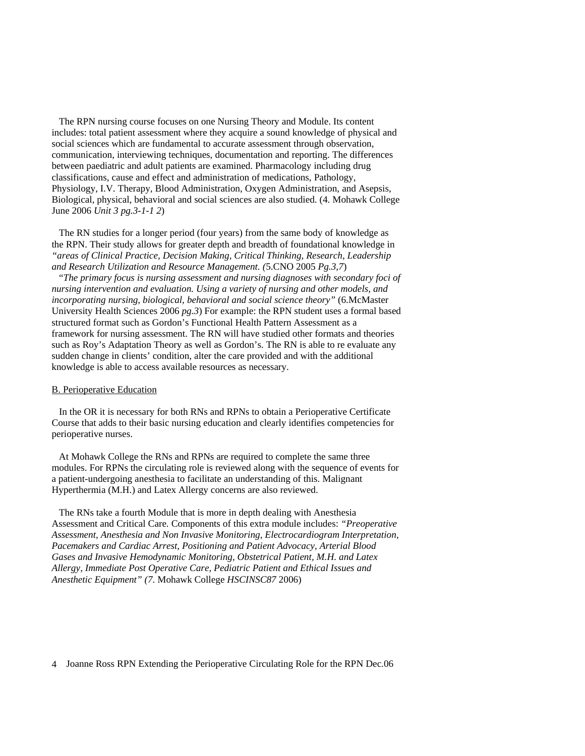The RPN nursing course focuses on one Nursing Theory and Module. Its content includes: total patient assessment where they acquire a sound knowledge of physical and social sciences which are fundamental to accurate assessment through observation, communication, interviewing techniques, documentation and reporting. The differences between paediatric and adult patients are examined. Pharmacology including drug classifications, cause and effect and administration of medications, Pathology, Physiology, I.V. Therapy, Blood Administration, Oxygen Administration, and Asepsis, Biological, physical, behavioral and social sciences are also studied. (4. Mohawk College June 2006 *Unit 3 pg.3-1-1 2*)

The RN studies for a longer period (four years) from the same body of knowledge as the RPN. Their study allows for greater depth and breadth of foundational knowledge in *"areas of Clinical Practice, Decision Making, Critical Thinking, Research, Leadership and Research Utilization and Resource Management. (*5.CNO 2005 *Pg.3,7*)

"*The primary focus is nursing assessment and nursing diagnoses with secondary foci of nursing intervention and evaluation. Using a variety of nursing and other models, and incorporating nursing, biological, behavioral and social science theory"* (6.McMaster University Health Sciences 2006 *pg.3*) For example: the RPN student uses a formal based structured format such as Gordon's Functional Health Pattern Assessment as a framework for nursing assessment. The RN will have studied other formats and theories such as Roy's Adaptation Theory as well as Gordon's. The RN is able to re evaluate any sudden change in clients' condition, alter the care provided and with the additional knowledge is able to access available resources as necessary.

B. Perioperative Education

In the OR it is necessary for both RNs and RPNs to obtain a Perioperative Certificate Course that adds to their basic nursing education and clearly identifies competencies for perioperative nurses.

At Mohawk College the RNs and RPNs are required to complete the same three modules. For RPNs the circulating role is reviewed along with the sequence of events for a patient-undergoing anesthesia to facilitate an understanding of this. Malignant Hyperthermia (M.H.) and Latex Allergy concerns are also reviewed.

The RNs take a fourth Module that is more in depth dealing with Anesthesia Assessment and Critical Care. Components of this extra module includes: *"Preoperative Assessment, Anesthesia and Non Invasive Monitoring, Electrocardiogram Interpretation, Pacemakers and Cardiac Arrest, Positioning and Patient Advocacy, Arterial Blood Gases and Invasive Hemodynamic Monitoring, Obstetrical Patient, M.H. and Latex Allergy, Immediate Post Operative Care, Pediatric Patient and Ethical Issues and Anesthetic Equipment" (7*. Mohawk College *HSCINSC87* 2006)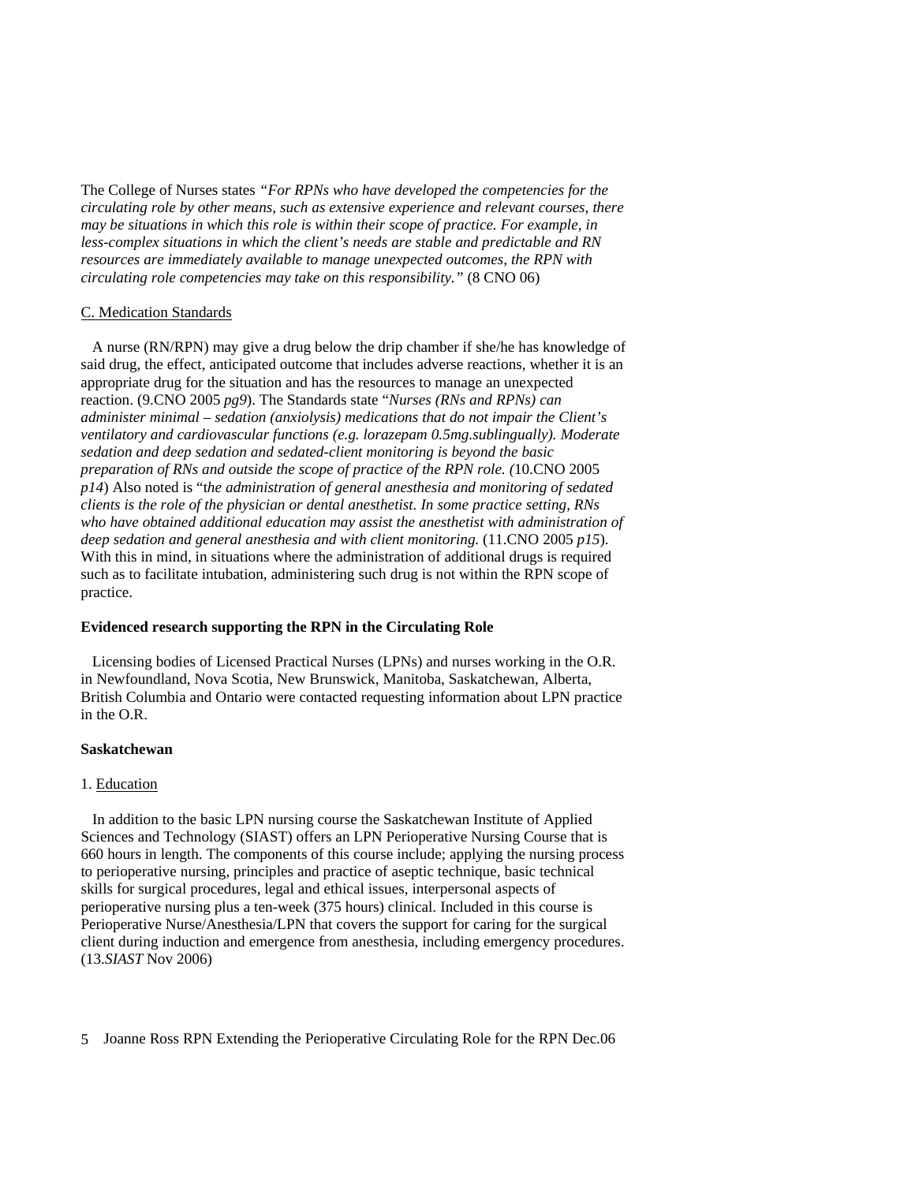The College of Nurses states *"For RPNs who have developed the competencies for the circulating role by other means, such as extensive experience and relevant courses, there may be situations in which this role is within their scope of practice. For example, in less-complex situations in which the client's needs are stable and predictable and RN resources are immediately available to manage unexpected outcomes, the RPN with circulating role competencies may take on this responsibility."* (8 CNO 06)

C. Medication Standards

A nurse (RN/RPN) may give a drug below the drip chamber if she/he has knowledge of said drug, the effect, anticipated outcome that includes adverse reactions, whether it is an appropriate drug for the situation and has the resources to manage an unexpected reaction. (9.CNO 2005 *pg9*). The Standards state "*Nurses (RNs and RPNs) can administer minimal – sedation (anxiolysis) medications that do not impair the Client's ventilatory and cardiovascular functions (e.g. lorazepam 0.5mg.sublingually). Moderate sedation and deep sedation and sedated-client monitoring is beyond the basic preparation of RNs and outside the scope of practice of the RPN role. (*10.CNO 2005 *p14*) Also noted is "*the administration of general anesthesia and monitoring of sedated clients is the role of the physician or dental anesthetist. In some practice setting, RNs who have obtained additional education may assist the anesthetist with administration of deep sedation and general anesthesia and with client monitoring.* (11.CNO 2005 *p15*). With this in mind, in situations where the administration of additional drugs is required such as to facilitate intubation, administering such drug is not within the RPN scope of practice.

**Evidenced research supporting the RPN in the Circulating Role**

Licensing bodies of Licensed Practical Nurses (LPNs) and nurses working in the O.R. in Newfoundland, Nova Scotia, New Brunswick, Manitoba, Saskatchewan, Alberta, British Columbia and Ontario were contacted requesting information about LPN practice in the O.R.

**Saskatchewan**

1. Education

In addition to the basic LPN nursing course the Saskatchewan Institute of Applied Sciences and Technology (SIAST) offers an LPN Perioperative Nursing Course that is 660 hours in length. The components of this course include; applying the nursing process to perioperative nursing, principles and practice of aseptic technique, basic technical skills for surgical procedures, legal and ethical issues, interpersonal aspects of perioperative nursing plus a ten-week (375 hours) clinical. Included in this course is Perioperative Nurse/Anesthesia/LPN that covers the support for caring for the surgical client during induction and emergence from anesthesia, including emergency procedures. (13.*SIAST* Nov 2006)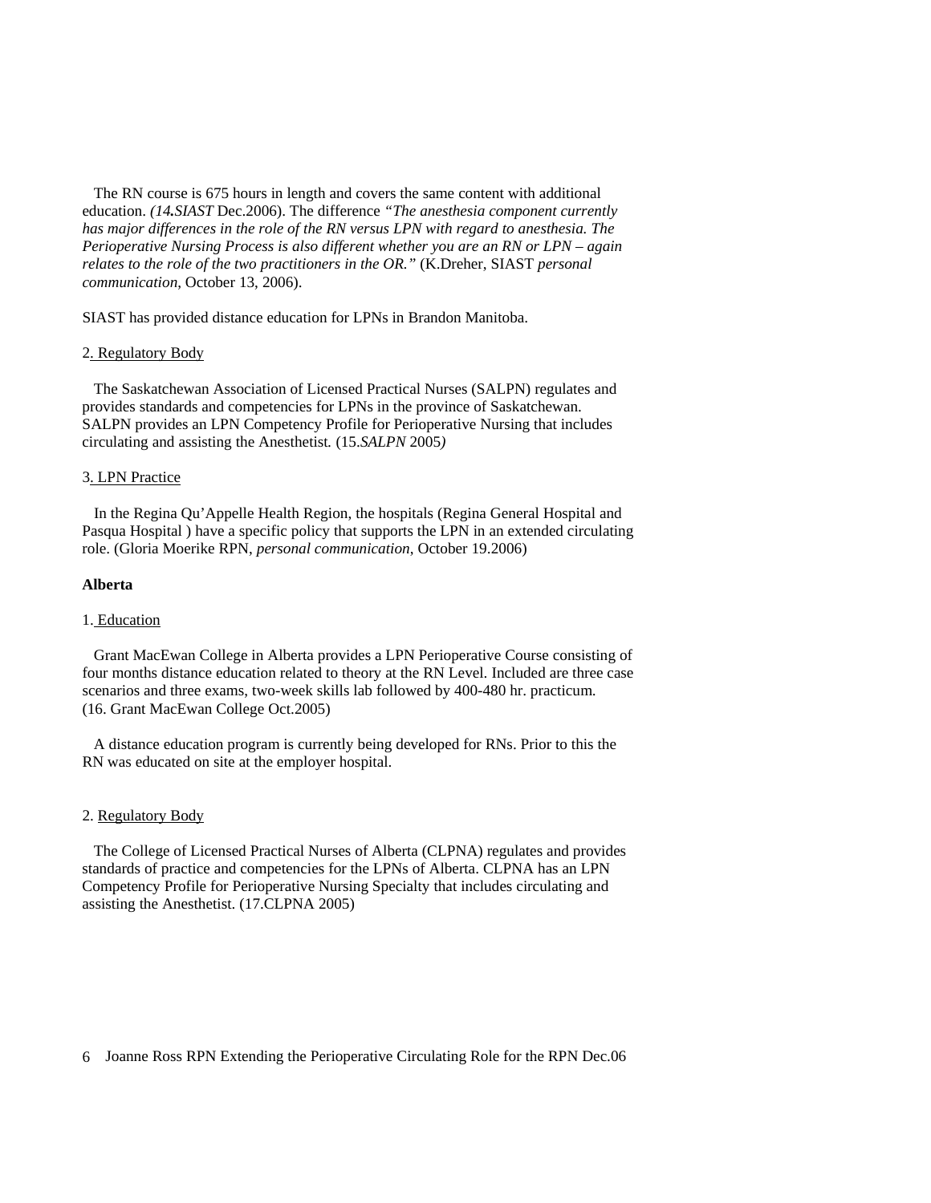The RN course is 675 hours in length and covers the same content with additional education. *(14.**SIAST*** Dec.2006). The difference *"The anesthesia component currently has major differences in the role of the RN versus LPN with regard to anesthesia. The Perioperative Nursing Process is also different whether you are an RN or LPN – again relates to the role of the two practitioners in the OR."* (K.Dreher, SIAST *personal communication*, October 13, 2006).

SIAST has provided distance education for LPNs in Brandon Manitoba.

2. Regulatory Body

The Saskatchewan Association of Licensed Practical Nurses (SALPN) regulates and provides standards and competencies for LPNs in the province of Saskatchewan. SALPN provides an LPN Competency Profile for Perioperative Nursing that includes circulating and assisting the Anesthetist. (15.*SALPN* 2005*)*

3. LPN Practice

In the Regina Qu'Appelle Health Region, the hospitals (Regina General Hospital and Pasqua Hospital ) have a specific policy that supports the LPN in an extended circulating role. (Gloria Moerike RPN, *personal communication*, October 19.2006)

**Alberta**

1. Education

Grant MacEwan College in Alberta provides a LPN Perioperative Course consisting of four months distance education related to theory at the RN Level. Included are three case scenarios and three exams, two-week skills lab followed by 400-480 hr. practicum. (16. Grant MacEwan College Oct.2005)

A distance education program is currently being developed for RNs. Prior to this the RN was educated on site at the employer hospital.

2. Regulatory Body

The College of Licensed Practical Nurses of Alberta (CLPNA) regulates and provides standards of practice and competencies for the LPNs of Alberta. CLPNA has an LPN Competency Profile for Perioperative Nursing Specialty that includes circulating and assisting the Anesthetist. (17.CLPNA 2005)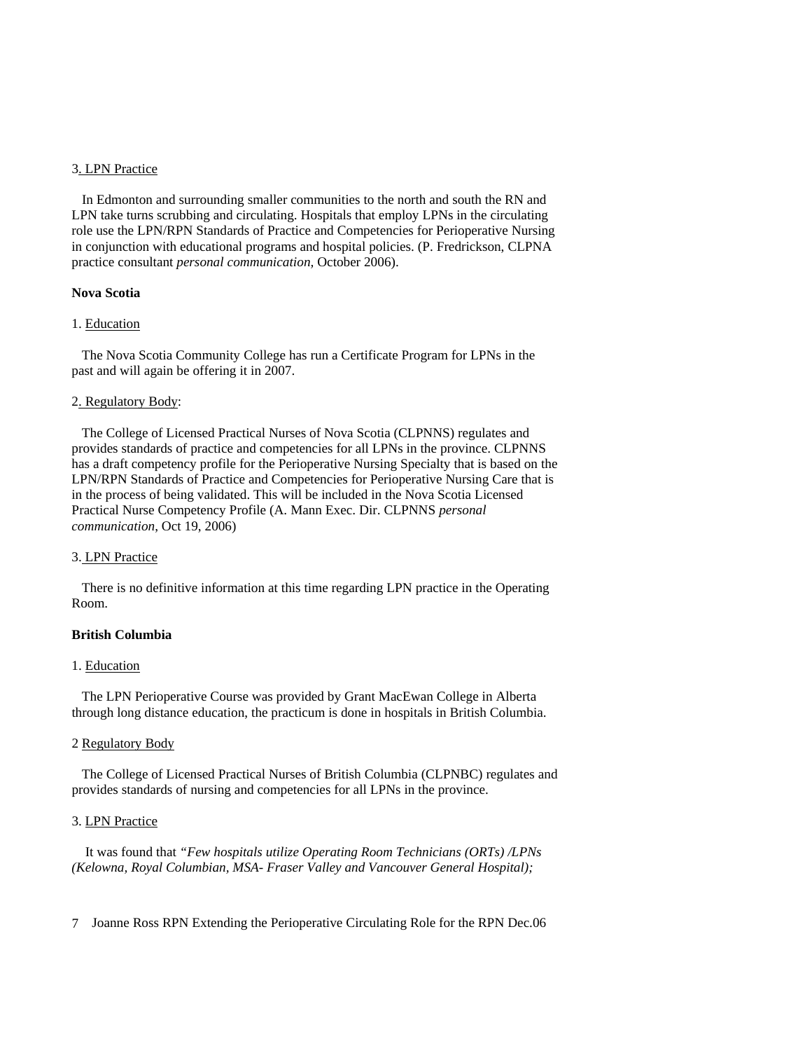3. LPN Practice

In Edmonton and surrounding smaller communities to the north and south the RN and LPN take turns scrubbing and circulating. Hospitals that employ LPNs in the circulating role use the LPN/RPN Standards of Practice and Competencies for Perioperative Nursing in conjunction with educational programs and hospital policies. (P. Fredrickson, CLPNA practice consultant *personal communication*, October 2006).

**Nova Scotia**

1. Education

The Nova Scotia Community College has run a Certificate Program for LPNs in the past and will again be offering it in 2007.

2. Regulatory Body:

The College of Licensed Practical Nurses of Nova Scotia (CLPNNS) regulates and provides standards of practice and competencies for all LPNs in the province. CLPNNS has a draft competency profile for the Perioperative Nursing Specialty that is based on the LPN/RPN Standards of Practice and Competencies for Perioperative Nursing Care that is in the process of being validated. This will be included in the Nova Scotia Licensed Practical Nurse Competency Profile (A. Mann Exec. Dir. CLPNNS *personal communication*, Oct 19, 2006)

3. LPN Practice

There is no definitive information at this time regarding LPN practice in the Operating Room.

**British Columbia**

1. Education

The LPN Perioperative Course was provided by Grant MacEwan College in Alberta through long distance education, the practicum is done in hospitals in British Columbia.

2 Regulatory Body

The College of Licensed Practical Nurses of British Columbia (CLPNBC) regulates and provides standards of nursing and competencies for all LPNs in the province.

3. LPN Practice

It was found that *"Few hospitals utilize Operating Room Technicians (ORTs) /LPNs (Kelowna, Royal Columbian, MSA- Fraser Valley and Vancouver General Hospital);*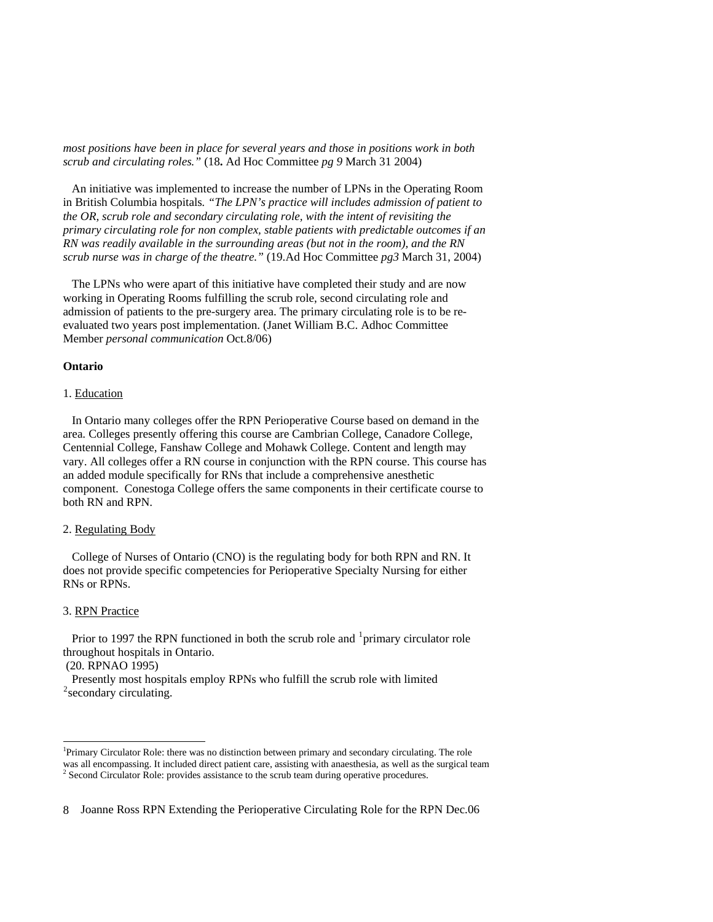*most positions have been in place for several years and those in positions work in both scrub and circulating roles."* (18**.** Ad Hoc Committee *pg 9* March 31 2004)

An initiative was implemented to increase the number of LPNs in the Operating Room in British Columbia hospitals. *"The LPN's practice will includes admission of patient to the OR, scrub role and secondary circulating role, with the intent of revisiting the primary circulating role for non complex, stable patients with predictable outcomes if an RN was readily available in the surrounding areas (but not in the room), and the RN scrub nurse was in charge of the theatre."* (19.Ad Hoc Committee *pg3* March 31, 2004)

The LPNs who were apart of this initiative have completed their study and are now working in Operating Rooms fulfilling the scrub role, second circulating role and admission of patients to the pre-surgery area. The primary circulating role is to be re-evaluated two years post implementation. (Janet William B.C. Adhoc Committee Member *personal communication* Oct.8/06)

**Ontario**

1. Education

In Ontario many colleges offer the RPN Perioperative Course based on demand in the area. Colleges presently offering this course are Cambrian College, Canadore College, Centennial College, Fanshaw College and Mohawk College. Content and length may vary. All colleges offer a RN course in conjunction with the RPN course. This course has an added module specifically for RNs that include a comprehensive anesthetic component. Conestoga College offers the same components in their certificate course to both RN and RPN.

2. Regulating Body

College of Nurses of Ontario (CNO) is the regulating body for both RPN and RN. It does not provide specific competencies for Perioperative Specialty Nursing for either RNs or RPNs.

3. RPN Practice

Prior to 1997 the RPN functioned in both the scrub role and [1]primary circulator role throughout hospitals in Ontario.
(20. RPNAO 1995)

Presently most hospitals employ RPNs who fulfill the scrub role with limited [2]secondary circulating.

[1]Primary Circulator Role: there was no distinction between primary and secondary circulating. The role was all encompassing. It included direct patient care, assisting with anaesthesia, as well as the surgical team
[2] Second Circulator Role: provides assistance to the scrub team during operative procedures.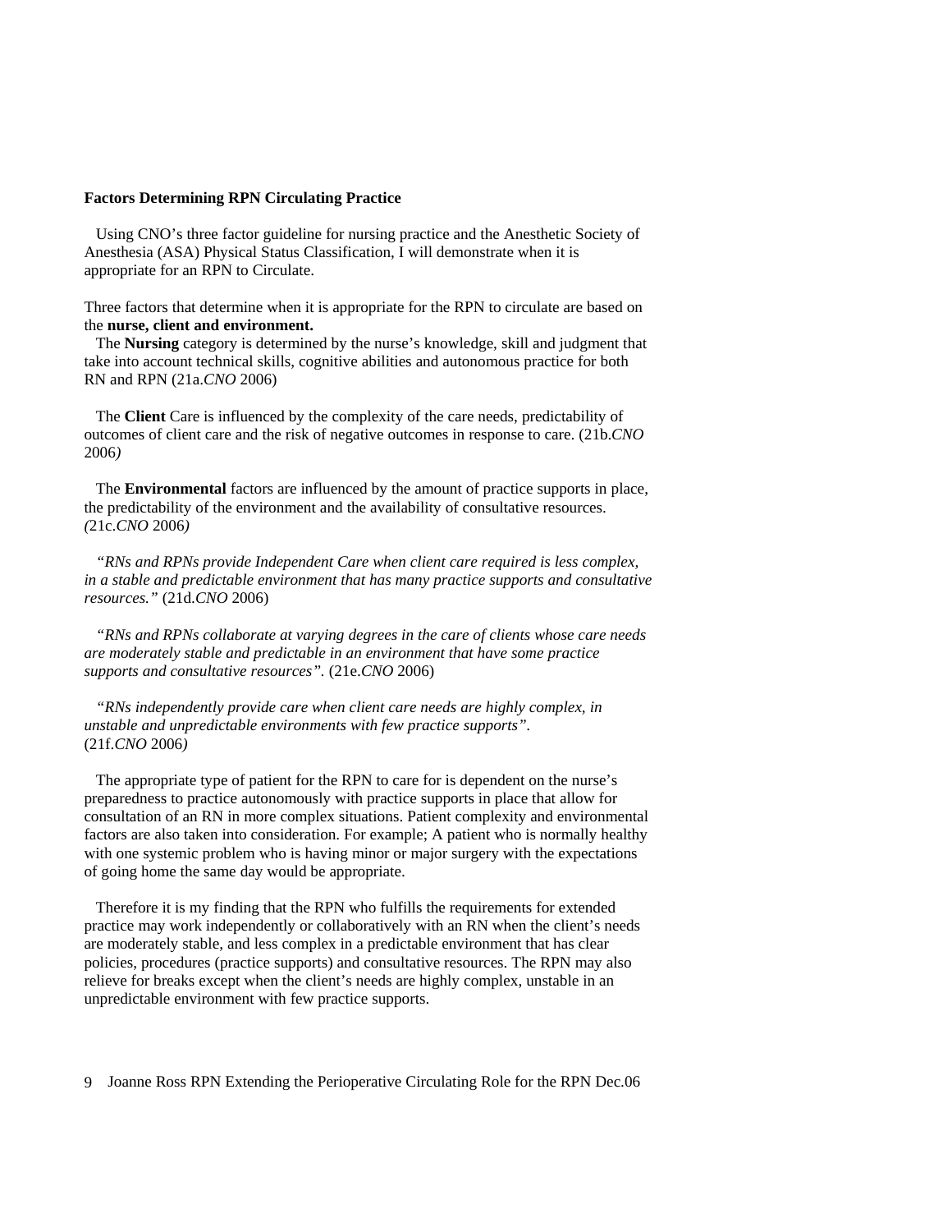**Factors Determining RPN Circulating Practice**

Using CNO's three factor guideline for nursing practice and the Anesthetic Society of Anesthesia (ASA) Physical Status Classification, I will demonstrate when it is appropriate for an RPN to Circulate.

Three factors that determine when it is appropriate for the RPN to circulate are based on the **nurse, client and environment.**

The **Nursing** category is determined by the nurse's knowledge, skill and judgment that take into account technical skills, cognitive abilities and autonomous practice for both RN and RPN (21a.*CNO* 2006)

The **Client** Care is influenced by the complexity of the care needs, predictability of outcomes of client care and the risk of negative outcomes in response to care. (21b.*CNO* 2006*)*

The **Environmental** factors are influenced by the amount of practice supports in place, the predictability of the environment and the availability of consultative resources. *(*21c.*CNO* 2006*)*

*"RNs and RPNs provide Independent Care when client care required is less complex, in a stable and predictable environment that has many practice supports and consultative resources."* (21d.*CNO* 2006)

*"RNs and RPNs collaborate at varying degrees in the care of clients whose care needs are moderately stable and predictable in an environment that have some practice supports and consultative resources".* (21e.*CNO* 2006)

*"RNs independently provide care when client care needs are highly complex, in unstable and unpredictable environments with few practice supports".* (21f.*CNO* 2006*)*

The appropriate type of patient for the RPN to care for is dependent on the nurse's preparedness to practice autonomously with practice supports in place that allow for consultation of an RN in more complex situations. Patient complexity and environmental factors are also taken into consideration. For example; A patient who is normally healthy with one systemic problem who is having minor or major surgery with the expectations of going home the same day would be appropriate.

Therefore it is my finding that the RPN who fulfills the requirements for extended practice may work independently or collaboratively with an RN when the client's needs are moderately stable, and less complex in a predictable environment that has clear policies, procedures (practice supports) and consultative resources. The RPN may also relieve for breaks except when the client's needs are highly complex, unstable in an unpredictable environment with few practice supports.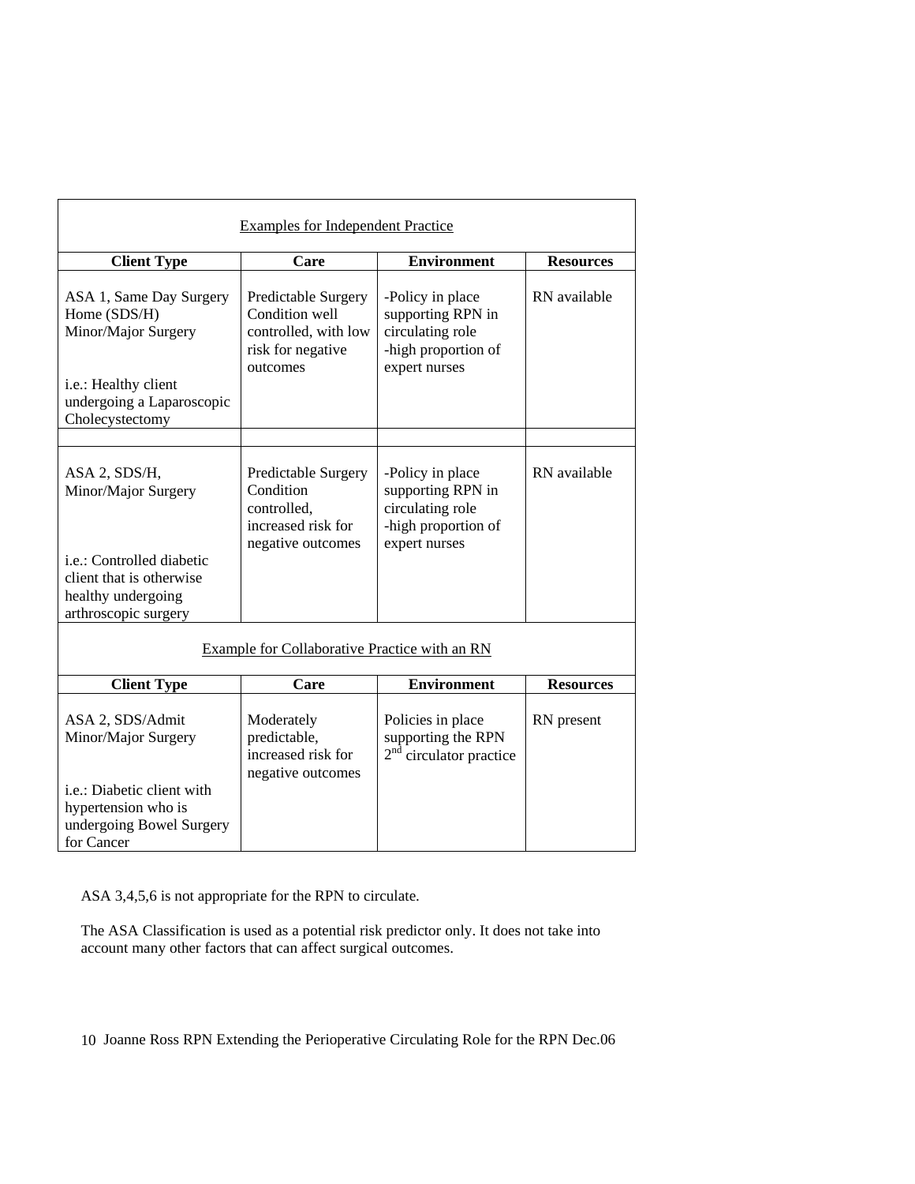<u>Examples for Independent Practice</u>

| Client Type | Care | Environment | Resources |
|---|---|---|---|
| ASA 1, Same Day Surgery Home (SDS/H) Minor/Major Surgery<br><br>i.e.: Healthy client undergoing a Laparoscopic Cholecystectomy | Predictable Surgery Condition well controlled, with low risk for negative outcomes | -Policy in place supporting RPN in circulating role<br>-high proportion of expert nurses | RN available |
| | | | |
| ASA 2, SDS/H, Minor/Major Surgery<br><br>i.e.: Controlled diabetic client that is otherwise healthy undergoing arthroscopic surgery | Predictable Surgery Condition controlled, increased risk for negative outcomes | -Policy in place supporting RPN in circulating role<br>-high proportion of expert nurses | RN available |

<u>Example for Collaborative Practice with an RN</u>

| Client Type | Care | Environment | Resources |
|---|---|---|---|
| ASA 2, SDS/Admit Minor/Major Surgery<br><br>i.e.: Diabetic client with hypertension who is undergoing Bowel Surgery for Cancer | Moderately predictable, increased risk for negative outcomes | Policies in place supporting the RPN 2nd circulator practice | RN present |

ASA 3,4,5,6 is not appropriate for the RPN to circulate.

The ASA Classification is used as a potential risk predictor only. It does not take into account many other factors that can affect surgical outcomes.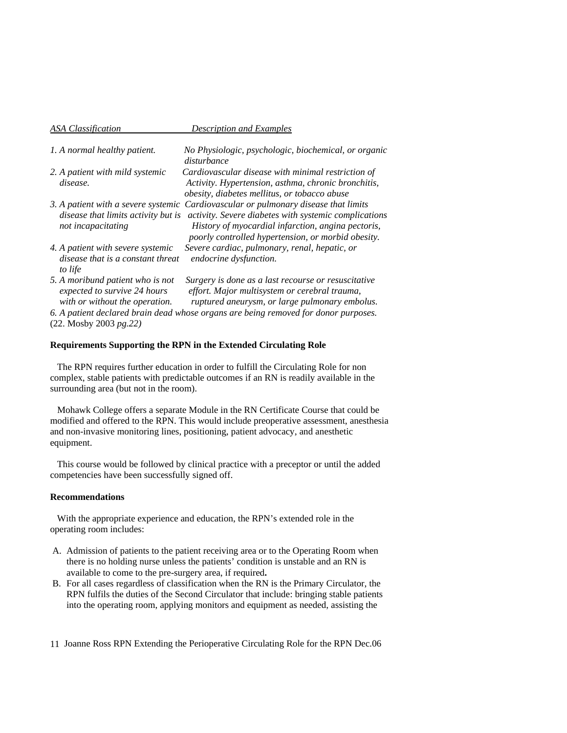| *ASA Classification* | *Description and Examples* |
|---|---|
| *1. A normal healthy patient.* | *No Physiologic, psychologic, biochemical, or organic disturbance* |
| *2. A patient with mild systemic disease.* | *Cardiovascular disease with minimal restriction of Activity. Hypertension, asthma, chronic bronchitis, obesity, diabetes mellitus, or tobacco abuse* |
| *3. A patient with a severe systemic disease that limits activity but is not incapacitating* | *Cardiovascular or pulmonary disease that limits activity. Severe diabetes with systemic complications History of myocardial infarction, angina pectoris, poorly controlled hypertension, or morbid obesity.* |
| *4. A patient with severe systemic disease that is a constant threat to life* | *Severe cardiac, pulmonary, renal, hepatic, or endocrine dysfunction.* |
| *5. A moribund patient who is not expected to survive 24 hours with or without the operation.* | *Surgery is done as a last recourse or resuscitative effort. Major multisystem or cerebral trauma, ruptured aneurysm, or large pulmonary embolus.* |

*6. A patient declared brain dead whose organs are being removed for donor purposes.*
(22. Mosby 2003 *pg.22)*

**Requirements Supporting the RPN in the Extended Circulating Role**

The RPN requires further education in order to fulfill the Circulating Role for non complex, stable patients with predictable outcomes if an RN is readily available in the surrounding area (but not in the room).

Mohawk College offers a separate Module in the RN Certificate Course that could be modified and offered to the RPN. This would include preoperative assessment, anesthesia and non-invasive monitoring lines, positioning, patient advocacy, and anesthetic equipment.

This course would be followed by clinical practice with a preceptor or until the added competencies have been successfully signed off.

**Recommendations**

With the appropriate experience and education, the RPN's extended role in the operating room includes:

A. Admission of patients to the patient receiving area or to the Operating Room when there is no holding nurse unless the patients' condition is unstable and an RN is available to come to the pre-surgery area, if required**.**
B. For all cases regardless of classification when the RN is the Primary Circulator, the RPN fulfils the duties of the Second Circulator that include: bringing stable patients into the operating room, applying monitors and equipment as needed, assisting the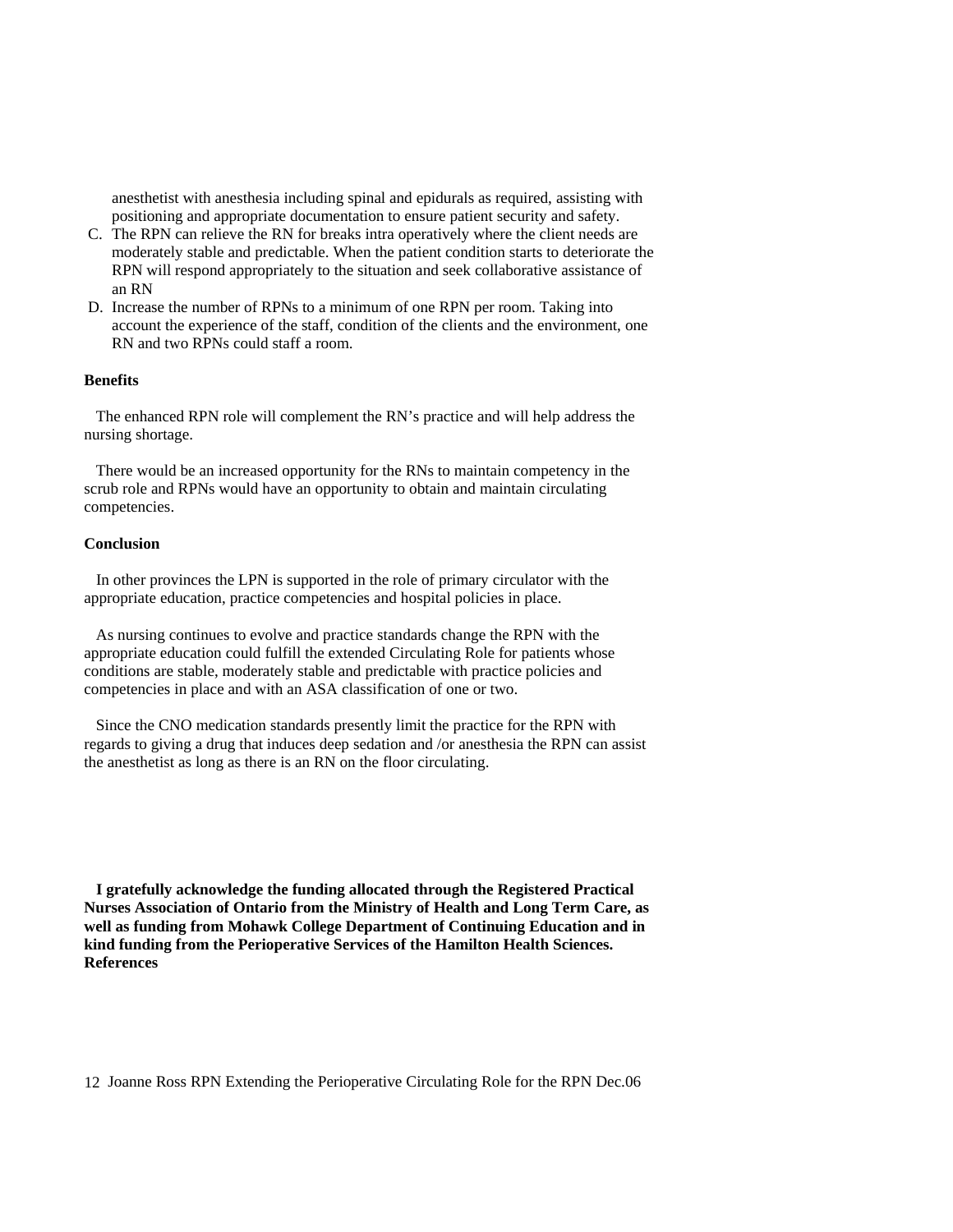anesthetist with anesthesia including spinal and epidurals as required, assisting with positioning and appropriate documentation to ensure patient security and safety.

C. The RPN can relieve the RN for breaks intra operatively where the client needs are moderately stable and predictable. When the patient condition starts to deteriorate the RPN will respond appropriately to the situation and seek collaborative assistance of an RN
D. Increase the number of RPNs to a minimum of one RPN per room. Taking into account the experience of the staff, condition of the clients and the environment, one RN and two RPNs could staff a room.

**Benefits**

The enhanced RPN role will complement the RN's practice and will help address the nursing shortage.

There would be an increased opportunity for the RNs to maintain competency in the scrub role and RPNs would have an opportunity to obtain and maintain circulating competencies.

**Conclusion**

In other provinces the LPN is supported in the role of primary circulator with the appropriate education, practice competencies and hospital policies in place.

As nursing continues to evolve and practice standards change the RPN with the appropriate education could fulfill the extended Circulating Role for patients whose conditions are stable, moderately stable and predictable with practice policies and competencies in place and with an ASA classification of one or two.

Since the CNO medication standards presently limit the practice for the RPN with regards to giving a drug that induces deep sedation and /or anesthesia the RPN can assist the anesthetist as long as there is an RN on the floor circulating.

**I gratefully acknowledge the funding allocated through the Registered Practical Nurses Association of Ontario from the Ministry of Health and Long Term Care, as well as funding from Mohawk College Department of Continuing Education and in kind funding from the Perioperative Services of the Hamilton Health Sciences.**

**References**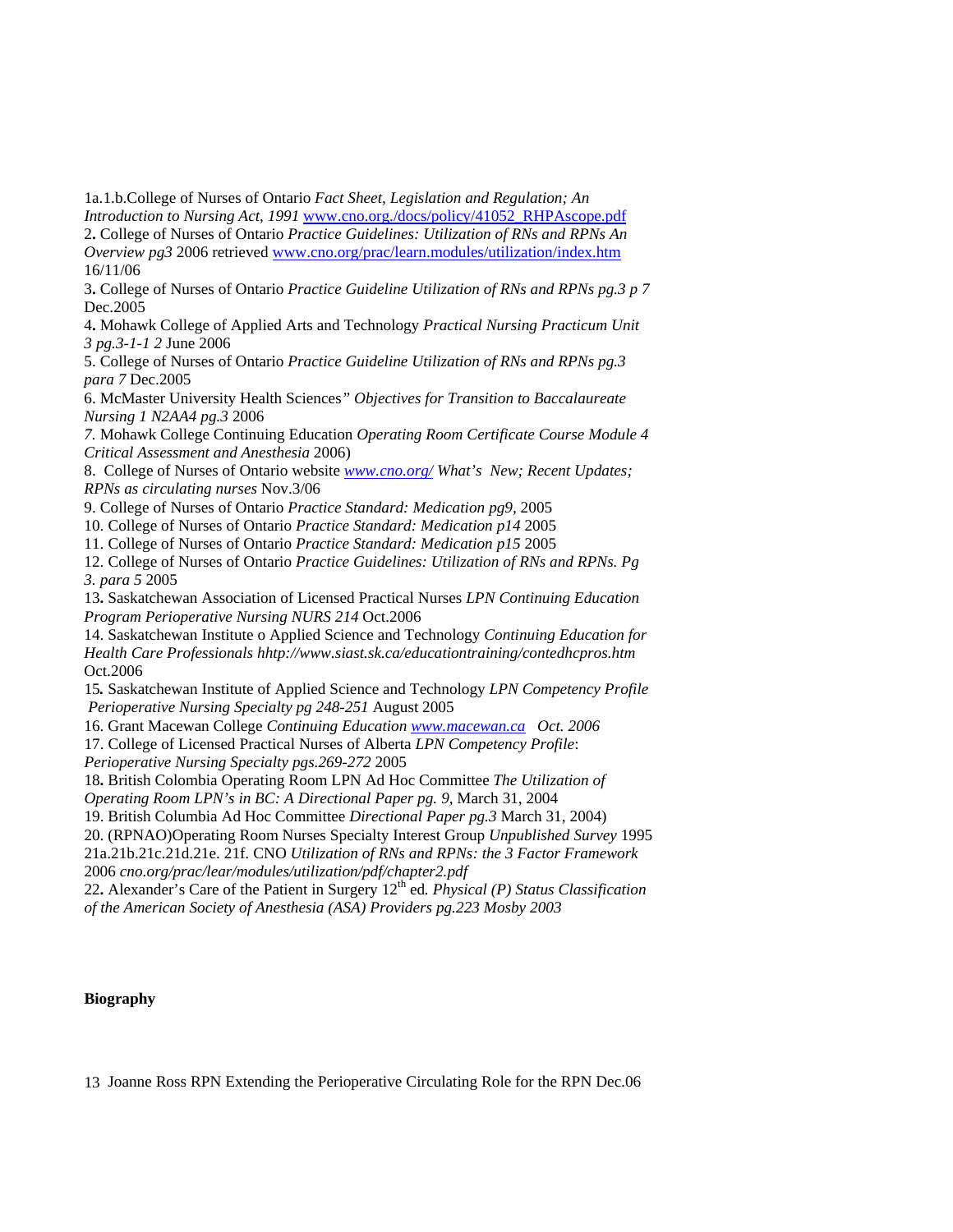1a.1.b.College of Nurses of Ontario *Fact Sheet, Legislation and Regulation; An Introduction to Nursing Act, 1991* www.cno.org./docs/policy/41052_RHPAscope.pdf

2**.** College of Nurses of Ontario *Practice Guidelines: Utilization of RNs and RPNs An Overview pg3* 2006 retrieved www.cno.org/prac/learn.modules/utilization/index.htm 16/11/06

3**.** College of Nurses of Ontario *Practice Guideline Utilization of RNs and RPNs pg.3 p 7* Dec.2005

4**.** Mohawk College of Applied Arts and Technology *Practical Nursing Practicum Unit 3 pg.3-1-1 2* June 2006

5. College of Nurses of Ontario *Practice Guideline Utilization of RNs and RPNs pg.3 para 7* Dec.2005

6. McMaster University Health Sciences*" Objectives for Transition to Baccalaureate Nursing 1 N2AA4 pg.3* 2006

*7.* Mohawk College Continuing Education *Operating Room Certificate Course Module 4 Critical Assessment and Anesthesia* 2006)

8. College of Nurses of Ontario website *www.cno.org/ What's New; Recent Updates; RPNs as circulating nurses* Nov.3/06

9. College of Nurses of Ontario *Practice Standard: Medication pg9,* 2005

10. College of Nurses of Ontario *Practice Standard: Medication p14* 2005

11. College of Nurses of Ontario *Practice Standard: Medication p15* 2005

12. College of Nurses of Ontario *Practice Guidelines: Utilization of RNs and RPNs. Pg 3. para 5* 2005

13**.** Saskatchewan Association of Licensed Practical Nurses *LPN Continuing Education Program Perioperative Nursing NURS 214* Oct.2006

14. Saskatchewan Institute o Applied Science and Technology *Continuing Education for Health Care Professionals hhttp://www.siast.sk.ca/educationtraining/contedhcpros.htm* Oct.2006

15*.* Saskatchewan Institute of Applied Science and Technology *LPN Competency Profile Perioperative Nursing Specialty pg 248-251* August 2005

16. Grant Macewan College *Continuing Education www.macewan.ca Oct. 2006*

17. College of Licensed Practical Nurses of Alberta *LPN Competency Profile*: *Perioperative Nursing Specialty pgs.269-272* 2005

18**.** British Colombia Operating Room LPN Ad Hoc Committee *The Utilization of Operating Room LPN's in BC: A Directional Paper pg. 9,* March 31, 2004

19. British Columbia Ad Hoc Committee *Directional Paper pg.3* March 31, 2004)

20. (RPNAO)Operating Room Nurses Specialty Interest Group *Unpublished Survey* 1995

21a.21b.21c.21d.21e. 21f. CNO *Utilization of RNs and RPNs: the 3 Factor Framework* 2006 *cno.org/prac/lear/modules/utilization/pdf/chapter2.pdf*

22**.** Alexander's Care of the Patient in Surgery 12th ed*. Physical (P) Status Classification of the American Society of Anesthesia (ASA) Providers pg.223 Mosby 2003*

**Biography**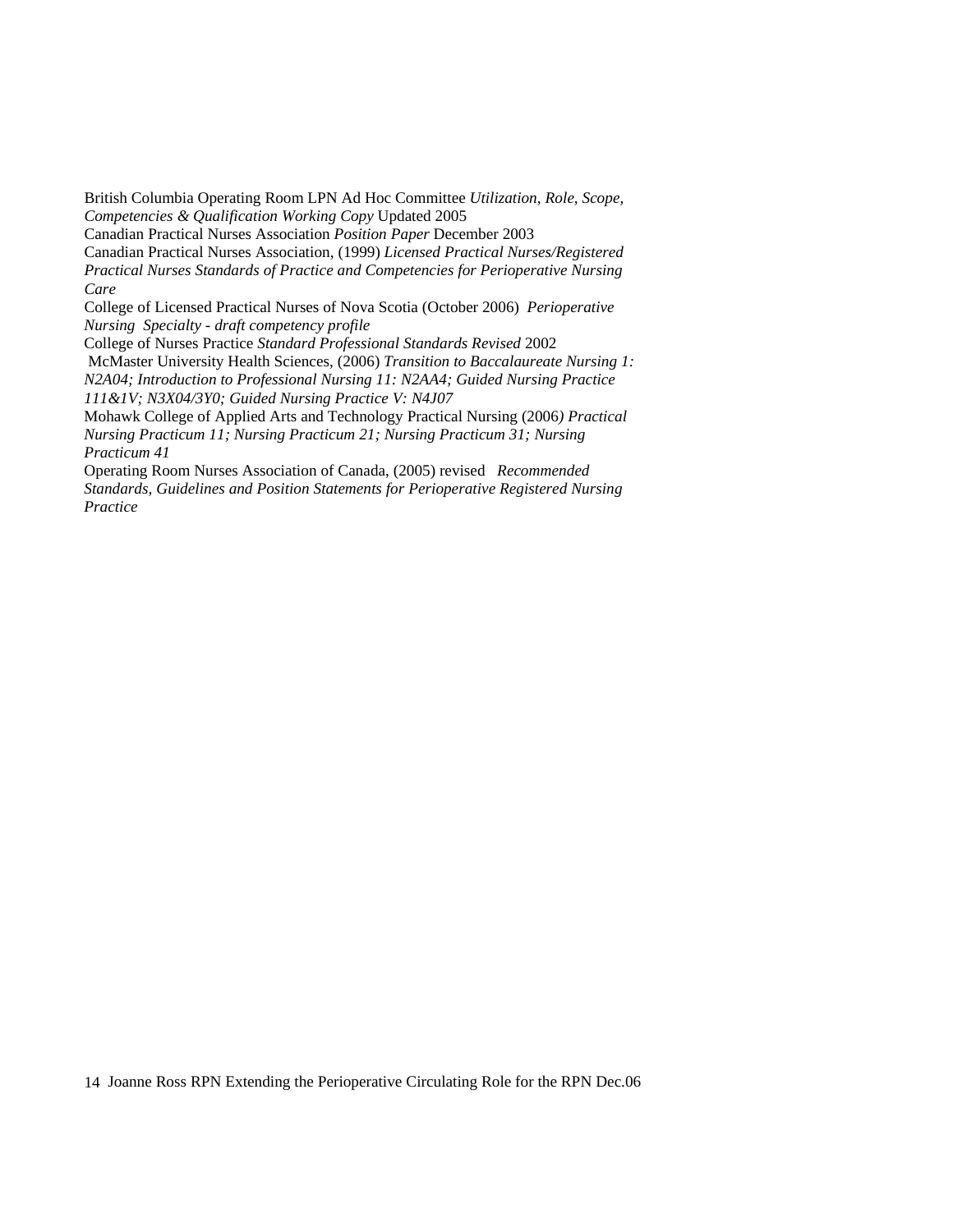British Columbia Operating Room LPN Ad Hoc Committee *Utilization, Role, Scope, Competencies & Qualification Working Copy* Updated 2005

Canadian Practical Nurses Association *Position Paper* December 2003

Canadian Practical Nurses Association, (1999) *Licensed Practical Nurses/Registered Practical Nurses Standards of Practice and Competencies for Perioperative Nursing Care*

College of Licensed Practical Nurses of Nova Scotia (October 2006) *Perioperative Nursing Specialty - draft competency profile*

College of Nurses Practice *Standard Professional Standards Revised* 2002

McMaster University Health Sciences, (2006) *Transition to Baccalaureate Nursing 1: N2A04; Introduction to Professional Nursing 11: N2AA4; Guided Nursing Practice 111&1V; N3X04/3Y0; Guided Nursing Practice V: N4J07*

Mohawk College of Applied Arts and Technology Practical Nursing (2006*) Practical Nursing Practicum 11; Nursing Practicum 21; Nursing Practicum 31; Nursing Practicum 41*

Operating Room Nurses Association of Canada, (2005) revised *Recommended Standards, Guidelines and Position Statements for Perioperative Registered Nursing Practice*